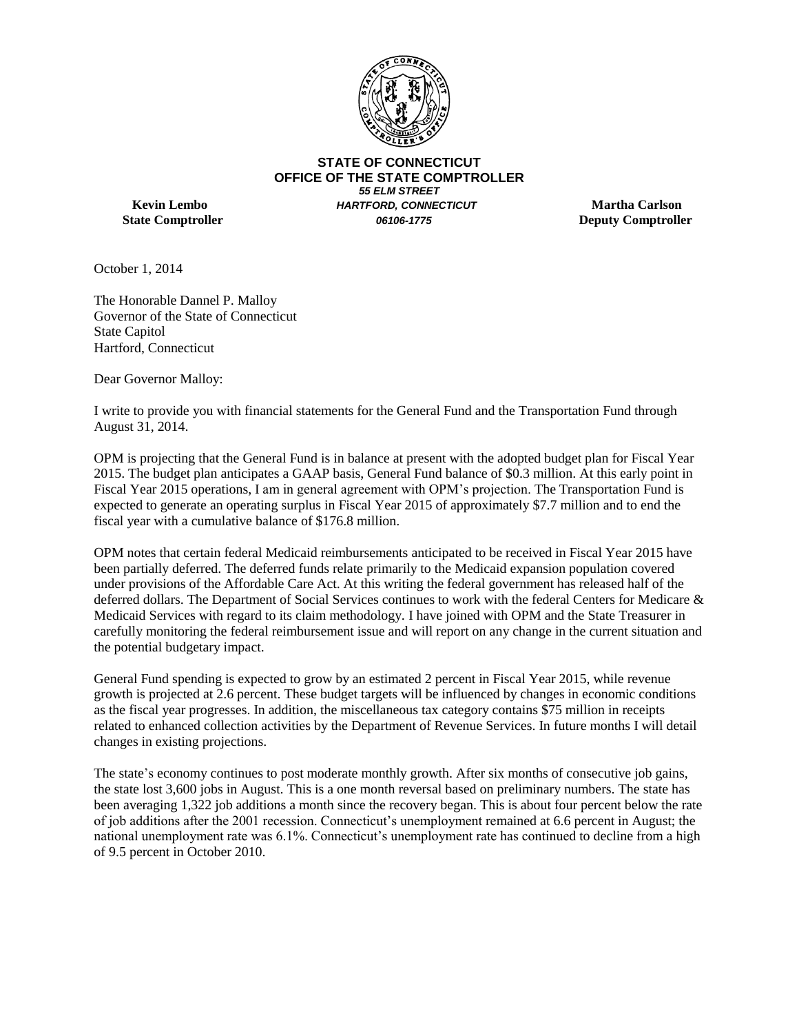**STATE OF CONNECTICUT**
**OFFICE OF THE STATE COMPTROLLER**
***55 ELM STREET***
***HARTFORD, CONNECTICUT***
***06106-1775***

**Kevin Lembo**
**State Comptroller**

**Martha Carlson**
**Deputy Comptroller**

October 1, 2014

The Honorable Dannel P. Malloy
Governor of the State of Connecticut
State Capitol
Hartford, Connecticut

Dear Governor Malloy:

I write to provide you with financial statements for the General Fund and the Transportation Fund through August 31, 2014.

OPM is projecting that the General Fund is in balance at present with the adopted budget plan for Fiscal Year 2015. The budget plan anticipates a GAAP basis, General Fund balance of $0.3 million. At this early point in Fiscal Year 2015 operations, I am in general agreement with OPM's projection. The Transportation Fund is expected to generate an operating surplus in Fiscal Year 2015 of approximately $7.7 million and to end the fiscal year with a cumulative balance of $176.8 million.

OPM notes that certain federal Medicaid reimbursements anticipated to be received in Fiscal Year 2015 have been partially deferred. The deferred funds relate primarily to the Medicaid expansion population covered under provisions of the Affordable Care Act. At this writing the federal government has released half of the deferred dollars. The Department of Social Services continues to work with the federal Centers for Medicare & Medicaid Services with regard to its claim methodology. I have joined with OPM and the State Treasurer in carefully monitoring the federal reimbursement issue and will report on any change in the current situation and the potential budgetary impact.

General Fund spending is expected to grow by an estimated 2 percent in Fiscal Year 2015, while revenue growth is projected at 2.6 percent. These budget targets will be influenced by changes in economic conditions as the fiscal year progresses. In addition, the miscellaneous tax category contains $75 million in receipts related to enhanced collection activities by the Department of Revenue Services. In future months I will detail changes in existing projections.

The state's economy continues to post moderate monthly growth. After six months of consecutive job gains, the state lost 3,600 jobs in August. This is a one month reversal based on preliminary numbers. The state has been averaging 1,322 job additions a month since the recovery began. This is about four percent below the rate of job additions after the 2001 recession. Connecticut's unemployment remained at 6.6 percent in August; the national unemployment rate was 6.1%. Connecticut's unemployment rate has continued to decline from a high of 9.5 percent in October 2010.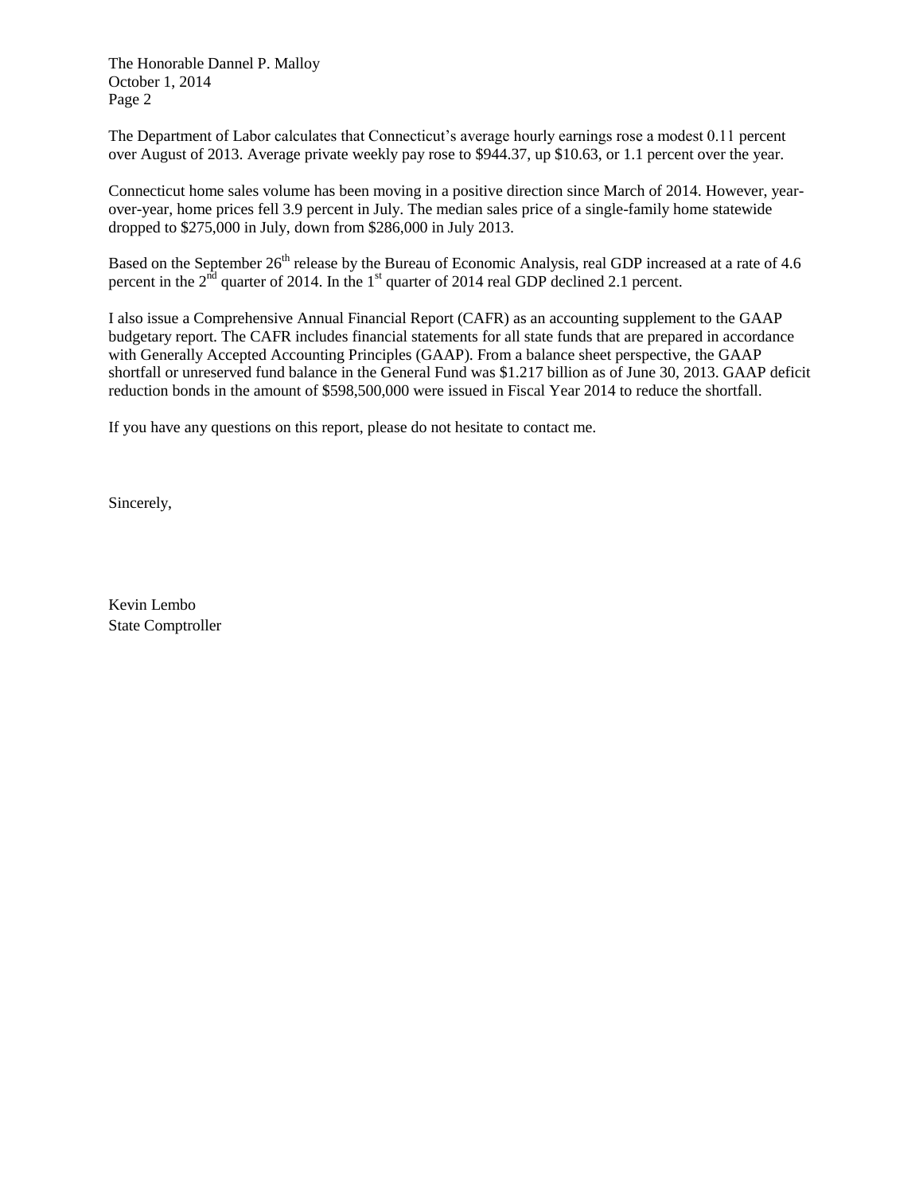The Department of Labor calculates that Connecticut's average hourly earnings rose a modest 0.11 percent over August of 2013. Average private weekly pay rose to $944.37, up $10.63, or 1.1 percent over the year.

Connecticut home sales volume has been moving in a positive direction since March of 2014. However, year-over-year, home prices fell 3.9 percent in July. The median sales price of a single-family home statewide dropped to $275,000 in July, down from $286,000 in July 2013.

Based on the September 26th release by the Bureau of Economic Analysis, real GDP increased at a rate of 4.6 percent in the 2nd quarter of 2014. In the 1st quarter of 2014 real GDP declined 2.1 percent.

I also issue a Comprehensive Annual Financial Report (CAFR) as an accounting supplement to the GAAP budgetary report. The CAFR includes financial statements for all state funds that are prepared in accordance with Generally Accepted Accounting Principles (GAAP). From a balance sheet perspective, the GAAP shortfall or unreserved fund balance in the General Fund was $1.217 billion as of June 30, 2013. GAAP deficit reduction bonds in the amount of $598,500,000 were issued in Fiscal Year 2014 to reduce the shortfall.

If you have any questions on this report, please do not hesitate to contact me.

Sincerely,

Kevin Lembo
State Comptroller